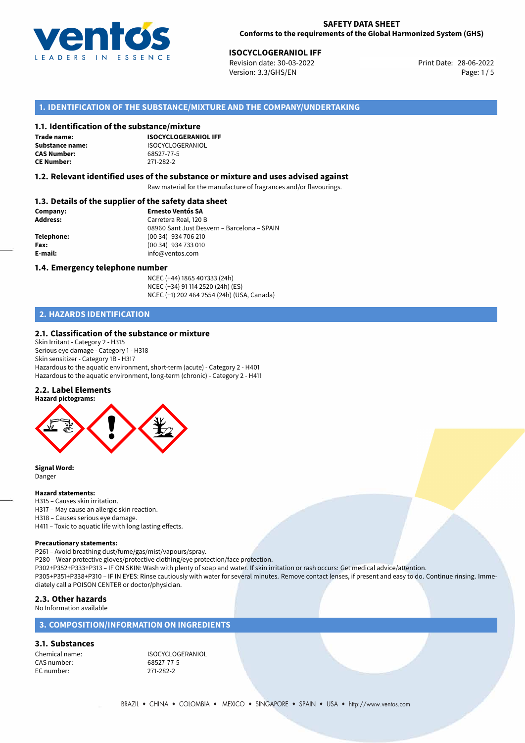**SAFETY DATA SHEET**
**Conforms to the requirements of the Global Harmonized System (GHS)**

**ISOCYCLOGERANIOL IFF**
Revision date: 30-03-2022
Version: 3.3/GHS/EN
Print Date: 28-06-2022

## 1. IDENTIFICATION OF THE SUBSTANCE/MIXTURE AND THE COMPANY/UNDERTAKING

### 1.1. Identification of the substance/mixture

**Trade name:** **ISOCYCLOGERANIOL IFF**
**Substance name:** ISOCYCLOGERANIOL
**CAS Number:** 68527-77-5
**CE Number:** 271-282-2

### 1.2. Relevant identified uses of the substance or mixture and uses advised against

Raw material for the manufacture of fragrances and/or flavourings.

### 1.3. Details of the supplier of the safety data sheet

**Company:** **Ernesto Ventós SA**
**Address:** Carretera Real, 120 B
08960 Sant Just Desvern – Barcelona – SPAIN
**Telephone:** (00 34) 934 706 210
**Fax:** (00 34) 934 733 010
**E-mail:** info@ventos.com

### 1.4. Emergency telephone number

NCEC (+44) 1865 407333 (24h)
NCEC (+34) 91 114 2520 (24h) (ES)
NCEC (+1) 202 464 2554 (24h) (USA, Canada)

## 2. HAZARDS IDENTIFICATION

### 2.1. Classification of the substance or mixture

Skin Irritant - Category 2 - H315
Serious eye damage - Category 1 - H318
Skin sensitizer - Category 1B - H317
Hazardous to the aquatic environment, short-term (acute) - Category 2 - H401
Hazardous to the aquatic environment, long-term (chronic) - Category 2 - H411

### 2.2. Label Elements

**Hazard pictograms:**

**Signal Word:**
Danger

**Hazard statements:**
H315 – Causes skin irritation.
H317 – May cause an allergic skin reaction.
H318 – Causes serious eye damage.
H411 – Toxic to aquatic life with long lasting effects.

**Precautionary statements:**
P261 – Avoid breathing dust/fume/gas/mist/vapours/spray.
P280 – Wear protective gloves/protective clothing/eye protection/face protection.
P302+P352+P333+P313 – IF ON SKIN: Wash with plenty of soap and water. If skin irritation or rash occurs: Get medical advice/attention.
P305+P351+P338+P310 – IF IN EYES: Rinse cautiously with water for several minutes. Remove contact lenses, if present and easy to do. Continue rinsing. Immediately call a POISON CENTER or doctor/physician.

### 2.3. Other hazards

No Information available

## 3. COMPOSITION/INFORMATION ON INGREDIENTS

### 3.1. Substances

Chemical name: ISOCYCLOGERANIOL
CAS number: 68527-77-5
EC number: 271-282-2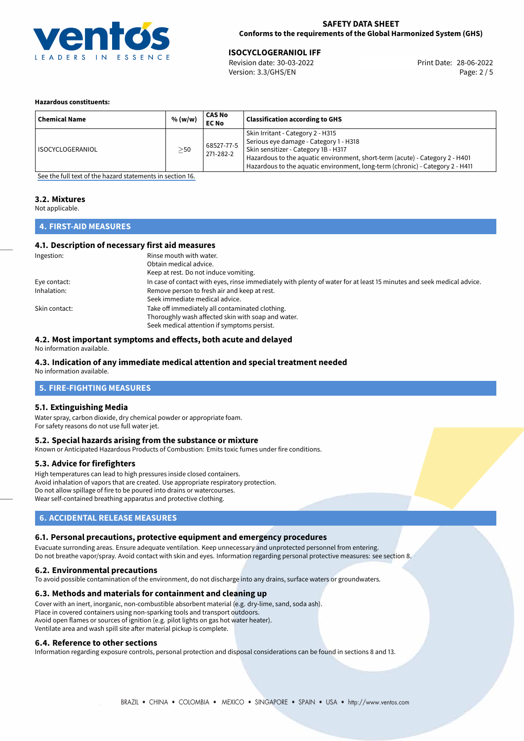**Hazardous constituents:**

| Chemical Name | % (w/w) | CAS No<br>EC No | Classification according to GHS |
|---|---|---|---|
| ISOCYCLOGERANIOL | ≥50 | 68527-77-5<br>271-282-2 | Skin Irritant - Category 2 - H315<br>Serious eye damage - Category 1 - H318<br>Skin sensitizer - Category 1B - H317<br>Hazardous to the aquatic environment, short-term (acute) - Category 2 - H401<br>Hazardous to the aquatic environment, long-term (chronic) - Category 2 - H411 |

See the full text of the hazard statements in section 16.

### 3.2. Mixtures

Not applicable.

## 4. FIRST-AID MEASURES

### 4.1. Description of necessary first aid measures

Ingestion:
Rinse mouth with water.
Obtain medical advice.
Keep at rest. Do not induce vomiting.

Eye contact:
In case of contact with eyes, rinse immediately with plenty of water for at least 15 minutes and seek medical advice.

Inhalation:
Remove person to fresh air and keep at rest.
Seek immediate medical advice.

Skin contact:
Take off immediately all contaminated clothing.
Thoroughly wash affected skin with soap and water.
Seek medical attention if symptoms persist.

### 4.2. Most important symptoms and effects, both acute and delayed

No information available.

### 4.3. Indication of any immediate medical attention and special treatment needed

No information available.

## 5. FIRE-FIGHTING MEASURES

### 5.1. Extinguishing Media

Water spray, carbon dioxide, dry chemical powder or appropriate foam.
For safety reasons do not use full water jet.

### 5.2. Special hazards arising from the substance or mixture

Known or Anticipated Hazardous Products of Combustion: Emits toxic fumes under fire conditions.

### 5.3. Advice for firefighters

High temperatures can lead to high pressures inside closed containers.
Avoid inhalation of vapors that are created. Use appropriate respiratory protection.
Do not allow spillage of fire to be poured into drains or watercourses.
Wear self-contained breathing apparatus and protective clothing.

## 6. ACCIDENTAL RELEASE MEASURES

### 6.1. Personal precautions, protective equipment and emergency procedures

Evacuate surrounding areas. Ensure adequate ventilation. Keep unnecessary and unprotected personnel from entering.
Do not breathe vapor/spray. Avoid contact with skin and eyes. Information regarding personal protective measures: see section 8.

### 6.2. Environmental precautions

To avoid possible contamination of the environment, do not discharge into any drains, surface waters or groundwaters.

### 6.3. Methods and materials for containment and cleaning up

Cover with an inert, inorganic, non-combustible absorbent material (e.g. dry-lime, sand, soda ash).
Place in covered containers using non-sparking tools and transport outdoors.
Avoid open flames or sources of ignition (e.g. pilot lights on gas hot water heater).
Ventilate area and wash spill site after material pickup is complete.

### 6.4. Reference to other sections

Information regarding exposure controls, personal protection and disposal considerations can be found in sections 8 and 13.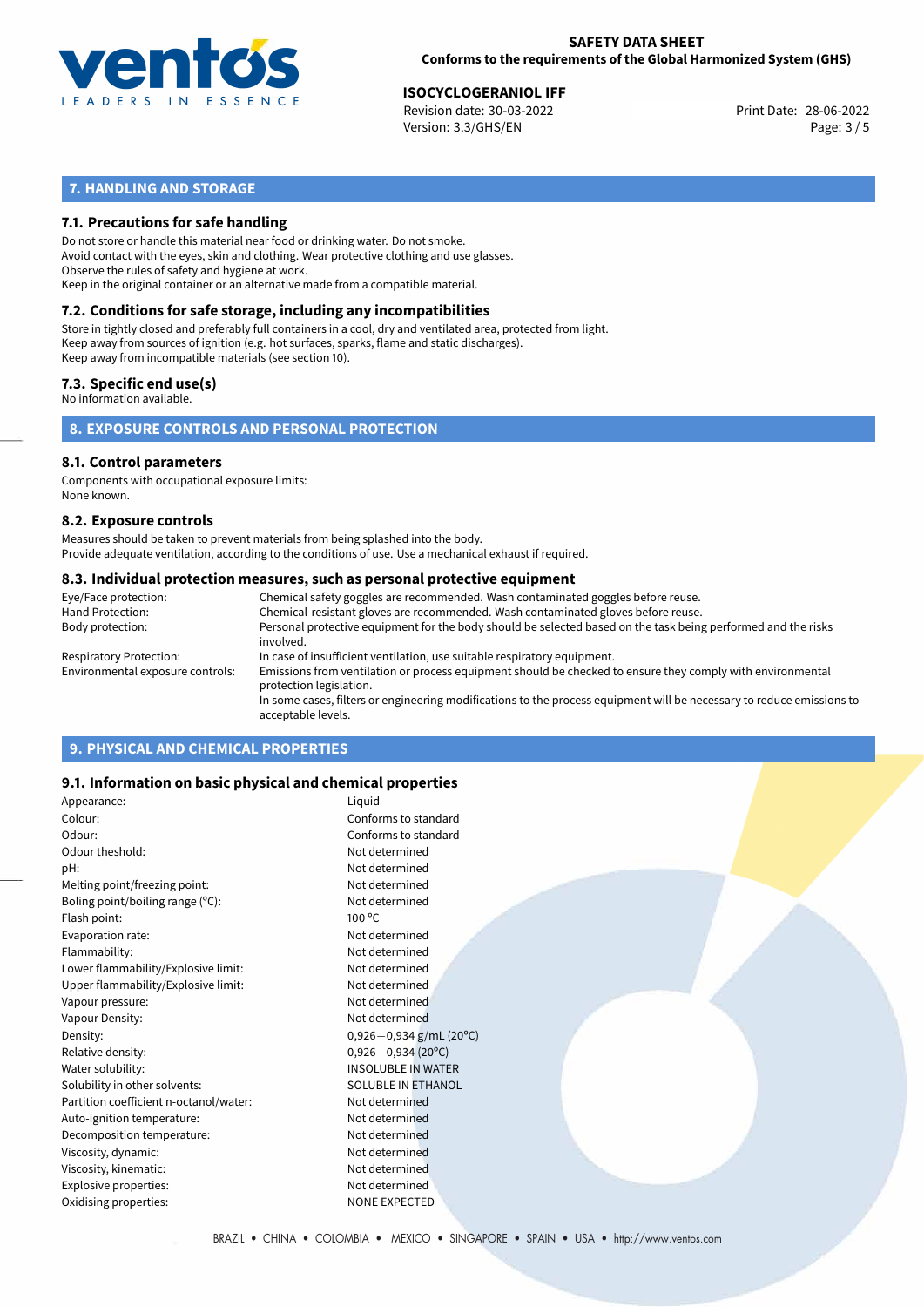## 7. HANDLING AND STORAGE

### 7.1. Precautions for safe handling

Do not store or handle this material near food or drinking water. Do not smoke.
Avoid contact with the eyes, skin and clothing. Wear protective clothing and use glasses.
Observe the rules of safety and hygiene at work.
Keep in the original container or an alternative made from a compatible material.

### 7.2. Conditions for safe storage, including any incompatibilities

Store in tightly closed and preferably full containers in a cool, dry and ventilated area, protected from light.
Keep away from sources of ignition (e.g. hot surfaces, sparks, flame and static discharges).
Keep away from incompatible materials (see section 10).

### 7.3. Specific end use(s)

No information available.

## 8. EXPOSURE CONTROLS AND PERSONAL PROTECTION

### 8.1. Control parameters

Components with occupational exposure limits:
None known.

### 8.2. Exposure controls

Measures should be taken to prevent materials from being splashed into the body.
Provide adequate ventilation, according to the conditions of use. Use a mechanical exhaust if required.

### 8.3. Individual protection measures, such as personal protective equipment

| | |
|---|---|
| Eye/Face protection: | Chemical safety goggles are recommended. Wash contaminated goggles before reuse. |
| Hand Protection: | Chemical-resistant gloves are recommended. Wash contaminated gloves before reuse. |
| Body protection: | Personal protective equipment for the body should be selected based on the task being performed and the risks involved. |
| Respiratory Protection: | In case of insufficient ventilation, use suitable respiratory equipment. |
| Environmental exposure controls: | Emissions from ventilation or process equipment should be checked to ensure they comply with environmental protection legislation. In some cases, filters or engineering modifications to the process equipment will be necessary to reduce emissions to acceptable levels. |

## 9. PHYSICAL AND CHEMICAL PROPERTIES

### 9.1. Information on basic physical and chemical properties

| | |
|---|---|
| Appearance: | Liquid |
| Colour: | Conforms to standard |
| Odour: | Conforms to standard |
| Odour theshold: | Not determined |
| pH: | Not determined |
| Melting point/freezing point: | Not determined |
| Boling point/boiling range (°C): | Not determined |
| Flash point: | 100 °C |
| Evaporation rate: | Not determined |
| Flammability: | Not determined |
| Lower flammability/Explosive limit: | Not determined |
| Upper flammability/Explosive limit: | Not determined |
| Vapour pressure: | Not determined |
| Vapour Density: | Not determined |
| Density: | 0,926−0,934 g/mL (20°C) |
| Relative density: | 0,926−0,934 (20°C) |
| Water solubility: | INSOLUBLE IN WATER |
| Solubility in other solvents: | SOLUBLE IN ETHANOL |
| Partition coefficient n-octanol/water: | Not determined |
| Auto-ignition temperature: | Not determined |
| Decomposition temperature: | Not determined |
| Viscosity, dynamic: | Not determined |
| Viscosity, kinematic: | Not determined |
| Explosive properties: | Not determined |
| Oxidising properties: | NONE EXPECTED |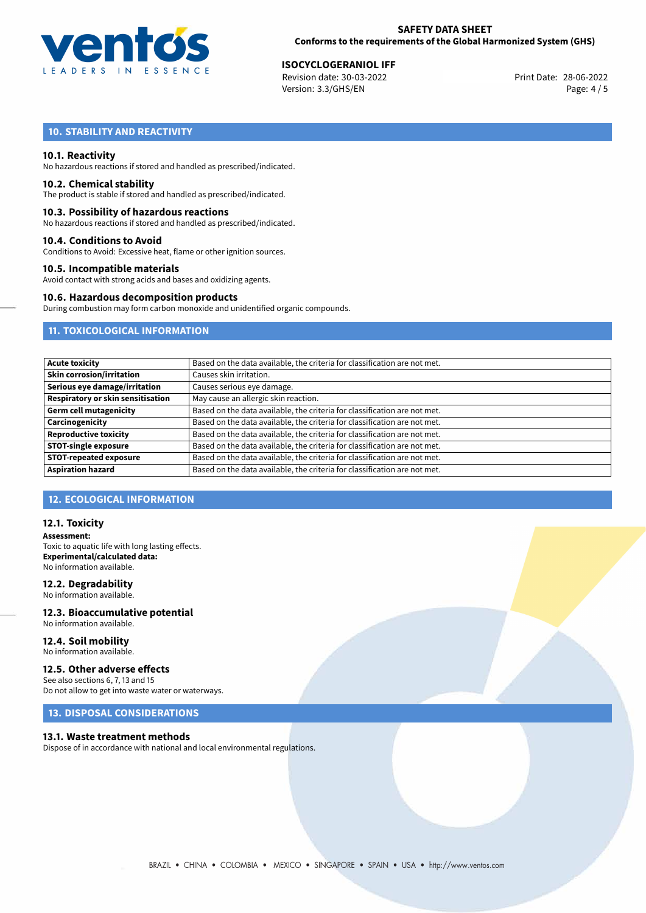## 10. STABILITY AND REACTIVITY

### 10.1. Reactivity
No hazardous reactions if stored and handled as prescribed/indicated.

### 10.2. Chemical stability
The product is stable if stored and handled as prescribed/indicated.

### 10.3. Possibility of hazardous reactions
No hazardous reactions if stored and handled as prescribed/indicated.

### 10.4. Conditions to Avoid
Conditions to Avoid: Excessive heat, flame or other ignition sources.

### 10.5. Incompatible materials
Avoid contact with strong acids and bases and oxidizing agents.

### 10.6. Hazardous decomposition products
During combustion may form carbon monoxide and unidentified organic compounds.

## 11. TOXICOLOGICAL INFORMATION

| | |
|---|---|
| **Acute toxicity** | Based on the data available, the criteria for classification are not met. |
| **Skin corrosion/irritation** | Causes skin irritation. |
| **Serious eye damage/irritation** | Causes serious eye damage. |
| **Respiratory or skin sensitisation** | May cause an allergic skin reaction. |
| **Germ cell mutagenicity** | Based on the data available, the criteria for classification are not met. |
| **Carcinogenicity** | Based on the data available, the criteria for classification are not met. |
| **Reproductive toxicity** | Based on the data available, the criteria for classification are not met. |
| **STOT-single exposure** | Based on the data available, the criteria for classification are not met. |
| **STOT-repeated exposure** | Based on the data available, the criteria for classification are not met. |
| **Aspiration hazard** | Based on the data available, the criteria for classification are not met. |

## 12. ECOLOGICAL INFORMATION

### 12.1. Toxicity
**Assessment:**
Toxic to aquatic life with long lasting effects.
**Experimental/calculated data:**
No information available.

### 12.2. Degradability
No information available.

### 12.3. Bioaccumulative potential
No information available.

### 12.4. Soil mobility
No information available.

### 12.5. Other adverse effects
See also sections 6, 7, 13 and 15
Do not allow to get into waste water or waterways.

## 13. DISPOSAL CONSIDERATIONS

### 13.1. Waste treatment methods
Dispose of in accordance with national and local environmental regulations.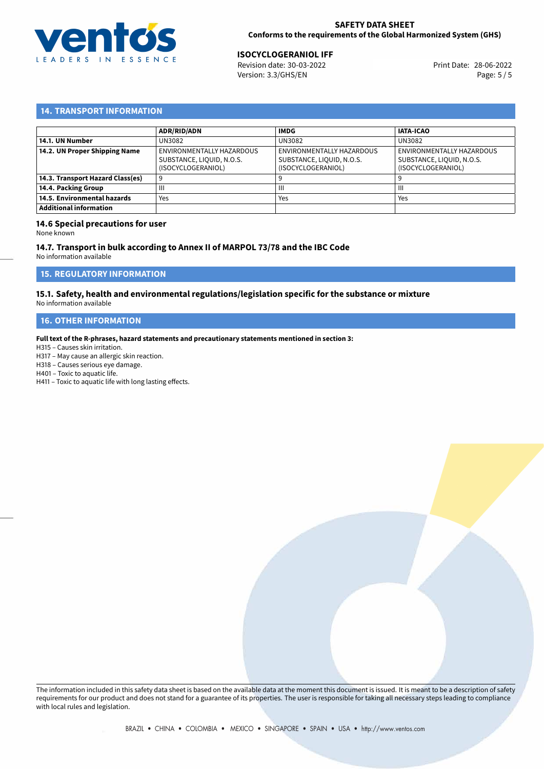## 14. TRANSPORT INFORMATION

| | ADR/RID/ADN | IMDG | IATA-ICAO |
|---|---|---|---|
| **14.1. UN Number** | UN3082 | UN3082 | UN3082 |
| **14.2. UN Proper Shipping Name** | ENVIRONMENTALLY HAZARDOUS SUBSTANCE, LIQUID, N.O.S. (ISOCYCLOGERANIOL) | ENVIRONMENTALLY HAZARDOUS SUBSTANCE, LIQUID, N.O.S. (ISOCYCLOGERANIOL) | ENVIRONMENTALLY HAZARDOUS SUBSTANCE, LIQUID, N.O.S. (ISOCYCLOGERANIOL) |
| **14.3. Transport Hazard Class(es)** | 9 | 9 | 9 |
| **14.4. Packing Group** | III | III | III |
| **14.5. Environmental hazards** | Yes | Yes | Yes |
| **Additional information** | | | |

### 14.6 Special precautions for user

None known

### 14.7. Transport in bulk according to Annex II of MARPOL 73/78 and the IBC Code

No information available

## 15. REGULATORY INFORMATION

### 15.1. Safety, health and environmental regulations/legislation specific for the substance or mixture

No information available

## 16. OTHER INFORMATION

**Full text of the R-phrases, hazard statements and precautionary statements mentioned in section 3:**

H315 – Causes skin irritation.
H317 – May cause an allergic skin reaction.
H318 – Causes serious eye damage.
H401 – Toxic to aquatic life.
H411 – Toxic to aquatic life with long lasting effects.

The information included in this safety data sheet is based on the available data at the moment this document is issued. It is meant to be a description of safety requirements for our product and does not stand for a guarantee of its properties. The user is responsible for taking all necessary steps leading to compliance with local rules and legislation.